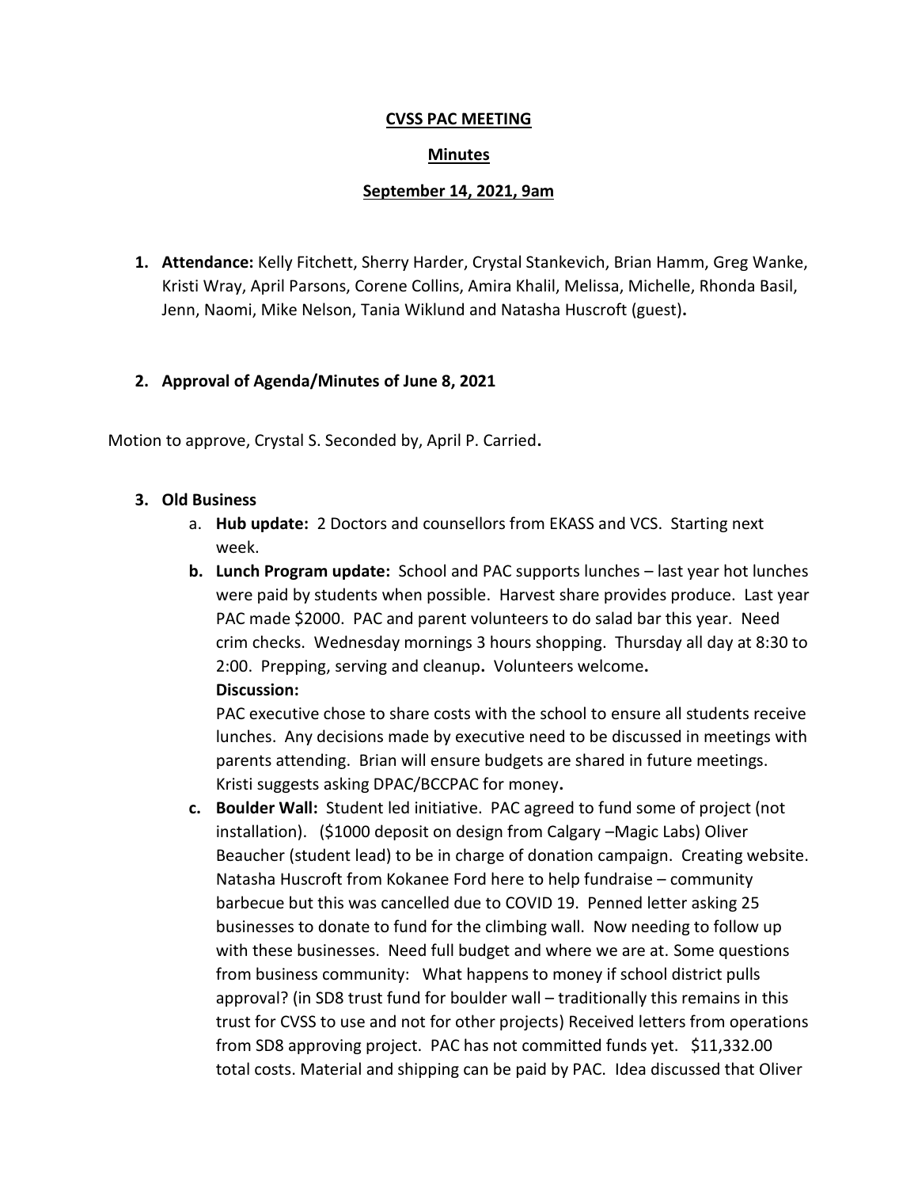**CVSS PAC MEETING**

**Minutes**

**September 14, 2021, 9am**

1. **Attendance:** Kelly Fitchett, Sherry Harder, Crystal Stankevich, Brian Hamm, Greg Wanke, Kristi Wray, April Parsons, Corene Collins, Amira Khalil, Melissa, Michelle, Rhonda Basil, Jenn, Naomi, Mike Nelson, Tania Wiklund and Natasha Huscroft (guest).

2. **Approval of Agenda/Minutes of June 8, 2021**

Motion to approve, Crystal S. Seconded by, April P. Carried.

3. **Old Business**
   a. **Hub update:** 2 Doctors and counsellors from EKASS and VCS. Starting next week.
   b. **Lunch Program update:** School and PAC supports lunches – last year hot lunches were paid by students when possible. Harvest share provides produce. Last year PAC made $2000. PAC and parent volunteers to do salad bar this year. Need crim checks. Wednesday mornings 3 hours shopping. Thursday all day at 8:30 to 2:00. Prepping, serving and cleanup. Volunteers welcome.
      **Discussion:**
      PAC executive chose to share costs with the school to ensure all students receive lunches. Any decisions made by executive need to be discussed in meetings with parents attending. Brian will ensure budgets are shared in future meetings. Kristi suggests asking DPAC/BCCPAC for money.
   c. **Boulder Wall:** Student led initiative. PAC agreed to fund some of project (not installation). ($1000 deposit on design from Calgary –Magic Labs) Oliver Beaucher (student lead) to be in charge of donation campaign. Creating website. Natasha Huscroft from Kokanee Ford here to help fundraise – community barbecue but this was cancelled due to COVID 19. Penned letter asking 25 businesses to donate to fund for the climbing wall. Now needing to follow up with these businesses. Need full budget and where we are at. Some questions from business community: What happens to money if school district pulls approval? (in SD8 trust fund for boulder wall – traditionally this remains in this trust for CVSS to use and not for other projects) Received letters from operations from SD8 approving project. PAC has not committed funds yet. $11,332.00 total costs. Material and shipping can be paid by PAC. Idea discussed that Oliver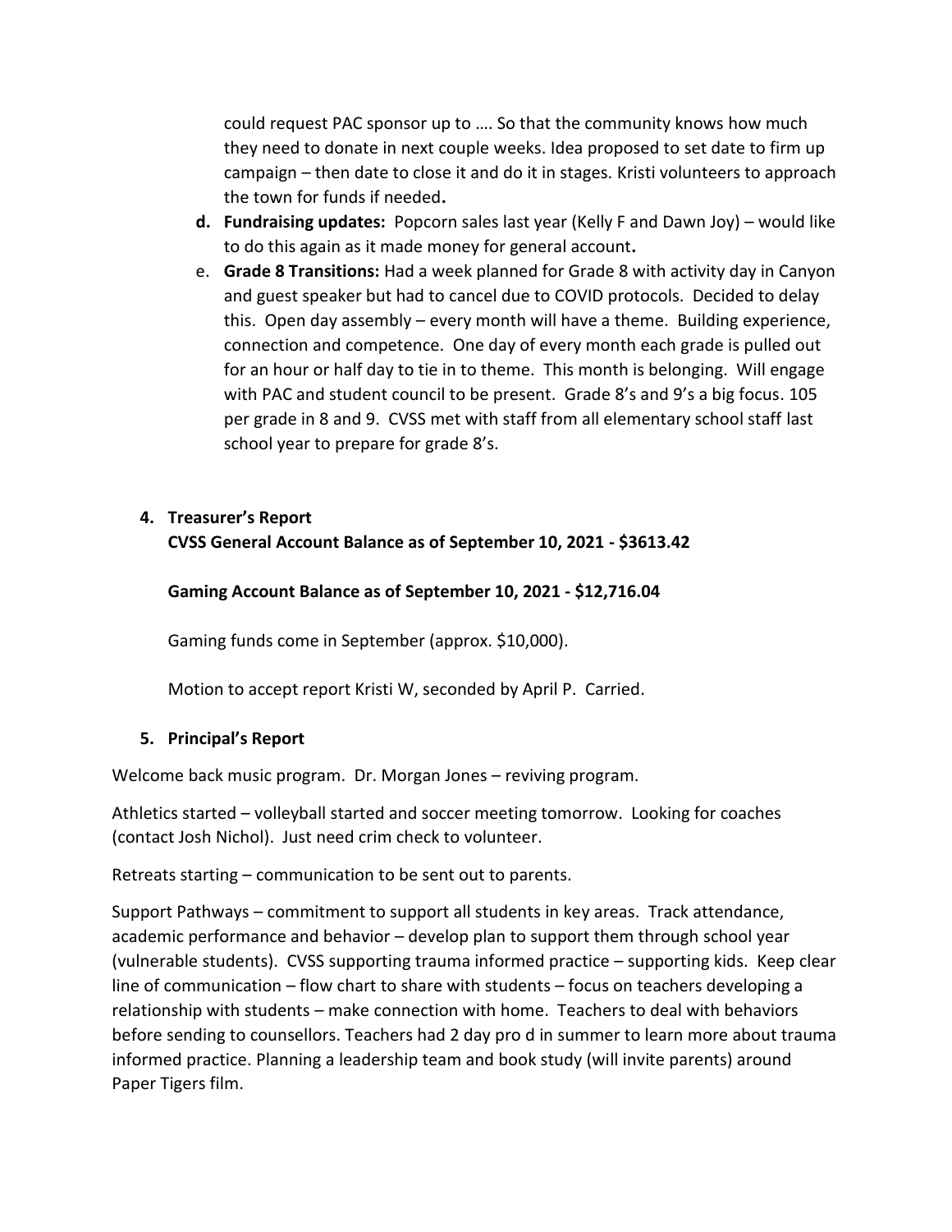could request PAC sponsor up to …. So that the community knows how much they need to donate in next couple weeks. Idea proposed to set date to firm up campaign – then date to close it and do it in stages. Kristi volunteers to approach the town for funds if needed**.**

d. **Fundraising updates:** Popcorn sales last year (Kelly F and Dawn Joy) – would like to do this again as it made money for general account**.**
e. **Grade 8 Transitions:** Had a week planned for Grade 8 with activity day in Canyon and guest speaker but had to cancel due to COVID protocols. Decided to delay this. Open day assembly – every month will have a theme. Building experience, connection and competence. One day of every month each grade is pulled out for an hour or half day to tie in to theme. This month is belonging. Will engage with PAC and student council to be present. Grade 8's and 9's a big focus. 105 per grade in 8 and 9. CVSS met with staff from all elementary school staff last school year to prepare for grade 8's.

4. **Treasurer's Report**

**CVSS General Account Balance as of September 10, 2021 - $3613.42**

**Gaming Account Balance as of September 10, 2021 - $12,716.04**

Gaming funds come in September (approx. $10,000).

Motion to accept report Kristi W, seconded by April P. Carried.

5. **Principal's Report**

Welcome back music program. Dr. Morgan Jones – reviving program.

Athletics started – volleyball started and soccer meeting tomorrow. Looking for coaches (contact Josh Nichol). Just need crim check to volunteer.

Retreats starting – communication to be sent out to parents.

Support Pathways – commitment to support all students in key areas. Track attendance, academic performance and behavior – develop plan to support them through school year (vulnerable students). CVSS supporting trauma informed practice – supporting kids. Keep clear line of communication – flow chart to share with students – focus on teachers developing a relationship with students – make connection with home. Teachers to deal with behaviors before sending to counsellors. Teachers had 2 day pro d in summer to learn more about trauma informed practice. Planning a leadership team and book study (will invite parents) around Paper Tigers film.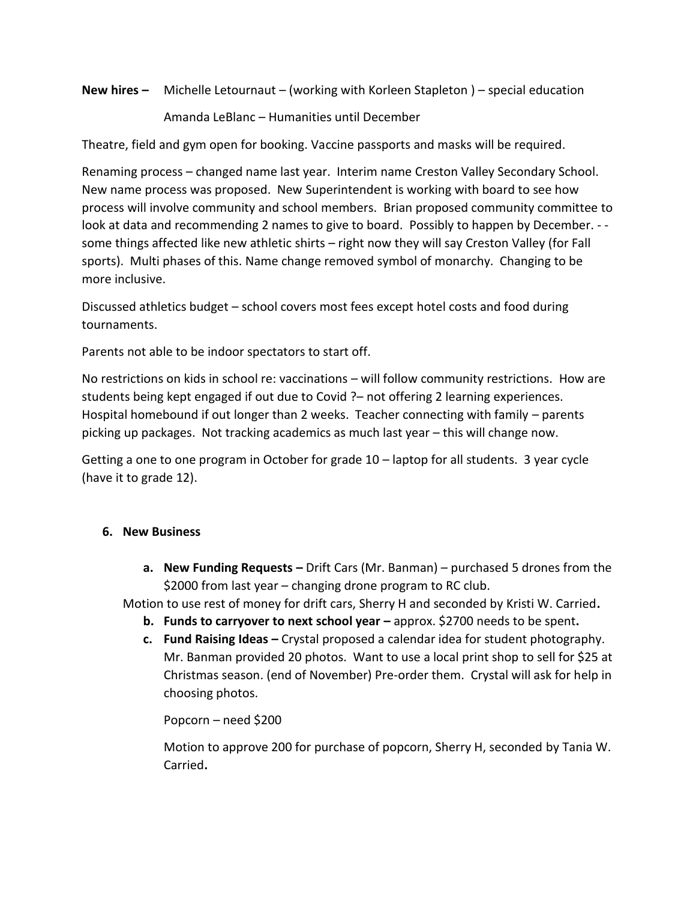**New hires –** Michelle Letournaut – (working with Korleen Stapleton ) – special education

Amanda LeBlanc – Humanities until December

Theatre, field and gym open for booking. Vaccine passports and masks will be required.

Renaming process – changed name last year. Interim name Creston Valley Secondary School. New name process was proposed. New Superintendent is working with board to see how process will involve community and school members. Brian proposed community committee to look at data and recommending 2 names to give to board. Possibly to happen by December. - - some things affected like new athletic shirts – right now they will say Creston Valley (for Fall sports). Multi phases of this. Name change removed symbol of monarchy. Changing to be more inclusive.

Discussed athletics budget – school covers most fees except hotel costs and food during tournaments.

Parents not able to be indoor spectators to start off.

No restrictions on kids in school re: vaccinations – will follow community restrictions. How are students being kept engaged if out due to Covid ?– not offering 2 learning experiences. Hospital homebound if out longer than 2 weeks. Teacher connecting with family – parents picking up packages. Not tracking academics as much last year – this will change now.

Getting a one to one program in October for grade 10 – laptop for all students. 3 year cycle (have it to grade 12).

6. **New Business**

   a. **New Funding Requests –** Drift Cars (Mr. Banman) – purchased 5 drones from the $2000 from last year – changing drone program to RC club.

Motion to use rest of money for drift cars, Sherry H and seconded by Kristi W. Carried**.**

   b. **Funds to carryover to next school year –** approx. $2700 needs to be spent**.**

   c. **Fund Raising Ideas –** Crystal proposed a calendar idea for student photography. Mr. Banman provided 20 photos. Want to use a local print shop to sell for $25 at Christmas season. (end of November) Pre-order them. Crystal will ask for help in choosing photos.

      Popcorn – need $200

      Motion to approve 200 for purchase of popcorn, Sherry H, seconded by Tania W. Carried**.**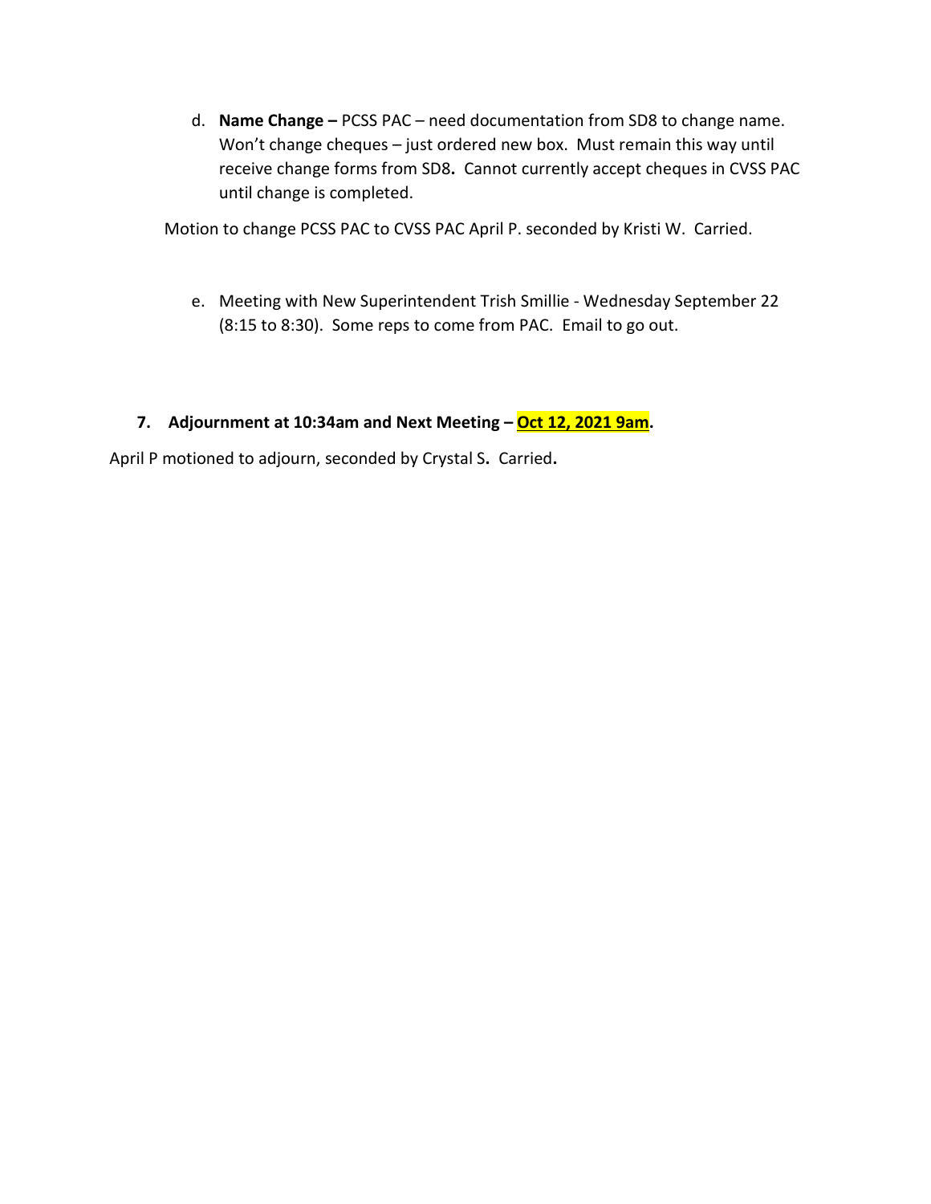d. **Name Change –** PCSS PAC – need documentation from SD8 to change name. Won't change cheques – just ordered new box. Must remain this way until receive change forms from SD8**.** Cannot currently accept cheques in CVSS PAC until change is completed.

Motion to change PCSS PAC to CVSS PAC April P. seconded by Kristi W. Carried.

e. Meeting with New Superintendent Trish Smillie - Wednesday September 22 (8:15 to 8:30). Some reps to come from PAC. Email to go out.

**7. Adjournment at 10:34am and Next Meeting – <u>Oct 12, 2021 9am</u>.**

April P motioned to adjourn, seconded by Crystal S**.** Carried**.**